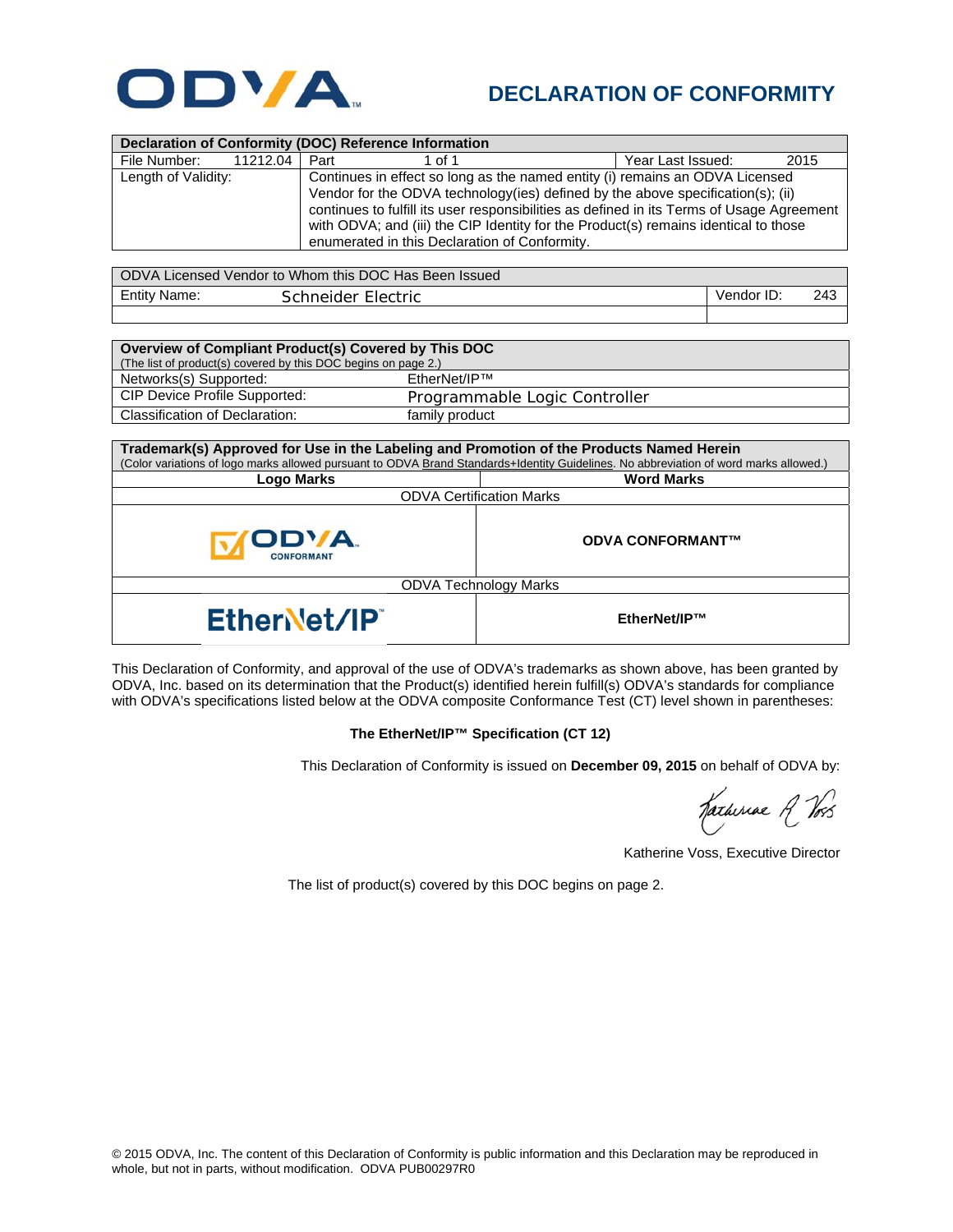ODVA

# DECLARATION OF CONFORMITY

| Declaration of Conformity (DOC) Reference Information | | | |
|---|---|---|---|
| File Number: 11212.04 | Part 1 of 1 | | Year Last Issued: 2015 |
| Length of Validity: | Continues in effect so long as the named entity (i) remains an ODVA Licensed Vendor for the ODVA technology(ies) defined by the above specification(s); (ii) continues to fulfill its user responsibilities as defined in its Terms of Usage Agreement with ODVA; and (iii) the CIP Identity for the Product(s) remains identical to those enumerated in this Declaration of Conformity. | | |

| ODVA Licensed Vendor to Whom this DOC Has Been Issued | |
|---|---|
| Entity Name: Schneider Electric | Vendor ID: 243 |

| Overview of Compliant Product(s) Covered by This DOC (The list of product(s) covered by this DOC begins on page 2.) | |
|---|---|
| Networks(s) Supported: | EtherNet/IP™ |
| CIP Device Profile Supported: | Programmable Logic Controller |
| Classification of Declaration: | family product |

| Trademark(s) Approved for Use in the Labeling and Promotion of the Products Named Herein (Color variations of logo marks allowed pursuant to ODVA Brand Standards+Identity Guidelines. No abbreviation of word marks allowed.) | |
|---|---|
| **Logo Marks** | **Word Marks** |
| ODVA Certification Marks | |
| ODVA CONFORMANT | **ODVA CONFORMANT™** |
| ODVA Technology Marks | |
| EtherNet/IP™ | **EtherNet/IP™** |

This Declaration of Conformity, and approval of the use of ODVA's trademarks as shown above, has been granted by ODVA, Inc. based on its determination that the Product(s) identified herein fulfill(s) ODVA's standards for compliance with ODVA's specifications listed below at the ODVA composite Conformance Test (CT) level shown in parentheses:

**The EtherNet/IP™ Specification (CT 12)**

This Declaration of Conformity is issued on **December 09, 2015** on behalf of ODVA by:

Katherine Voss, Executive Director

The list of product(s) covered by this DOC begins on page 2.

© 2015 ODVA, Inc. The content of this Declaration of Conformity is public information and this Declaration may be reproduced in whole, but not in parts, without modification. ODVA PUB00297R0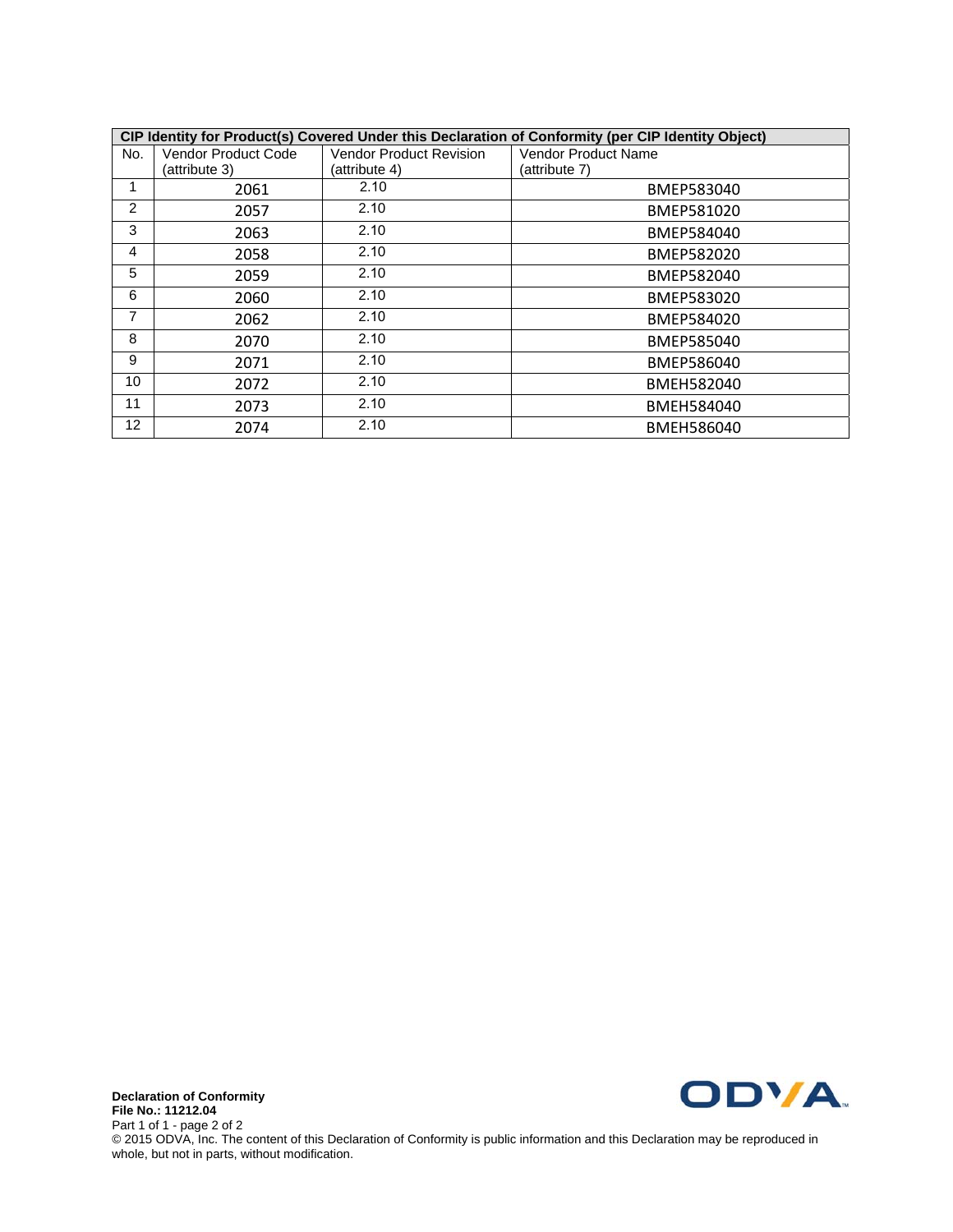| CIP Identity for Product(s) Covered Under this Declaration of Conformity (per CIP Identity Object) | | | |
|---|---|---|---|
| No. | Vendor Product Code (attribute 3) | Vendor Product Revision (attribute 4) | Vendor Product Name (attribute 7) |
| 1 | 2061 | 2.10 | BMEP583040 |
| 2 | 2057 | 2.10 | BMEP581020 |
| 3 | 2063 | 2.10 | BMEP584040 |
| 4 | 2058 | 2.10 | BMEP582020 |
| 5 | 2059 | 2.10 | BMEP582040 |
| 6 | 2060 | 2.10 | BMEP583020 |
| 7 | 2062 | 2.10 | BMEP584020 |
| 8 | 2070 | 2.10 | BMEP585040 |
| 9 | 2071 | 2.10 | BMEP586040 |
| 10 | 2072 | 2.10 | BMEH582040 |
| 11 | 2073 | 2.10 | BMEH584040 |
| 12 | 2074 | 2.10 | BMEH586040 |

**Declaration of Conformity**
**File No.: 11212.04**
Part 1 of 1 - page 2 of 2
© 2015 ODVA, Inc. The content of this Declaration of Conformity is public information and this Declaration may be reproduced in whole, but not in parts, without modification.